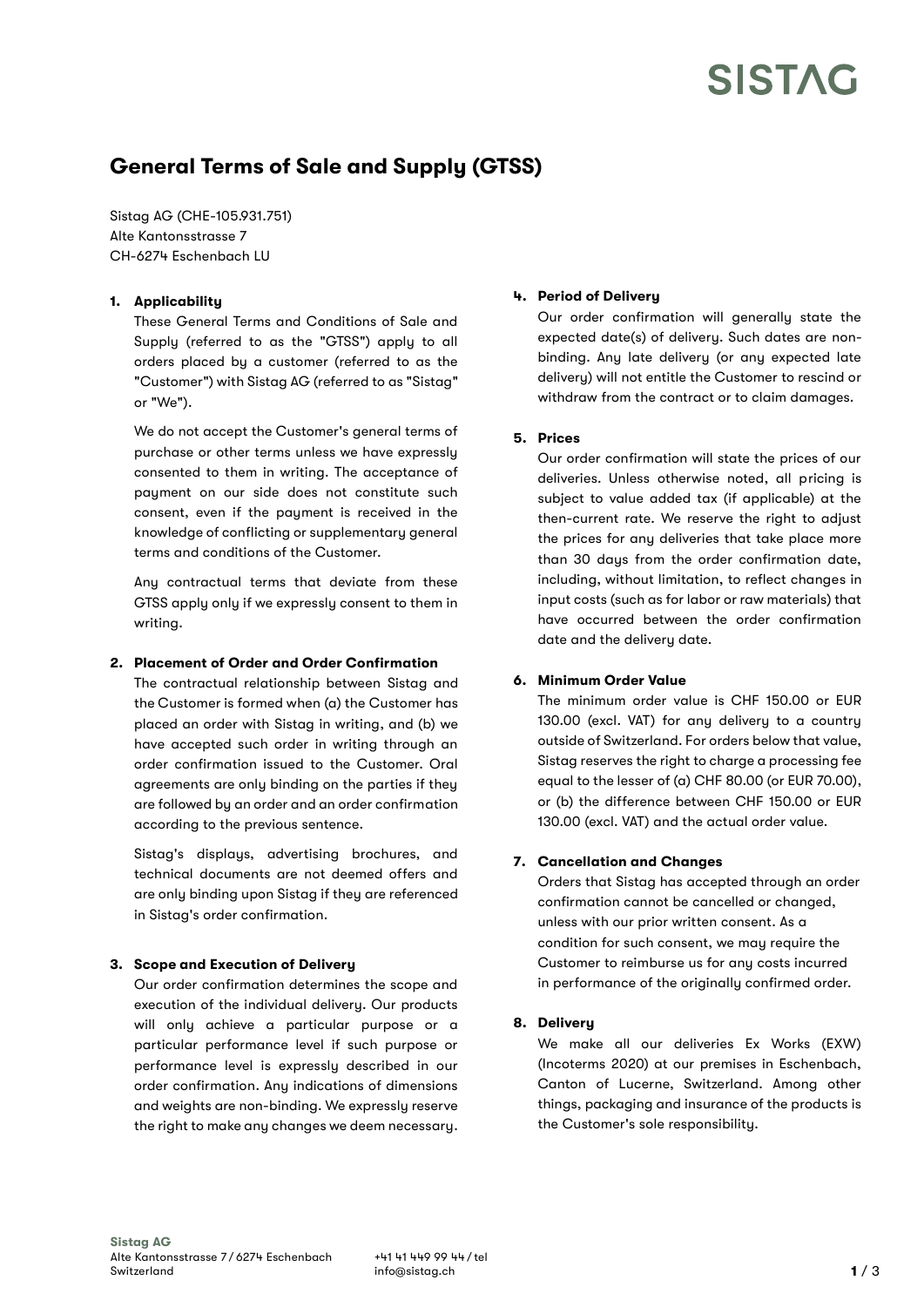# General Terms of Sale and Supply (GTSS)

Sistag AG (CHE-105.931.751)
Alte Kantonsstrasse 7
CH-6274 Eschenbach LU

**1. Applicability**

These General Terms and Conditions of Sale and Supply (referred to as the "GTSS") apply to all orders placed by a customer (referred to as the "Customer") with Sistag AG (referred to as "Sistag" or "We").

We do not accept the Customer's general terms of purchase or other terms unless we have expressly consented to them in writing. The acceptance of payment on our side does not constitute such consent, even if the payment is received in the knowledge of conflicting or supplementary general terms and conditions of the Customer.

Any contractual terms that deviate from these GTSS apply only if we expressly consent to them in writing.

**2. Placement of Order and Order Confirmation**

The contractual relationship between Sistag and the Customer is formed when (a) the Customer has placed an order with Sistag in writing, and (b) we have accepted such order in writing through an order confirmation issued to the Customer. Oral agreements are only binding on the parties if they are followed by an order and an order confirmation according to the previous sentence.

Sistag's displays, advertising brochures, and technical documents are not deemed offers and are only binding upon Sistag if they are referenced in Sistag's order confirmation.

**3. Scope and Execution of Delivery**

Our order confirmation determines the scope and execution of the individual delivery. Our products will only achieve a particular purpose or a particular performance level if such purpose or performance level is expressly described in our order confirmation. Any indications of dimensions and weights are non-binding. We expressly reserve the right to make any changes we deem necessary.

**4. Period of Delivery**

Our order confirmation will generally state the expected date(s) of delivery. Such dates are non-binding. Any late delivery (or any expected late delivery) will not entitle the Customer to rescind or withdraw from the contract or to claim damages.

**5. Prices**

Our order confirmation will state the prices of our deliveries. Unless otherwise noted, all pricing is subject to value added tax (if applicable) at the then-current rate. We reserve the right to adjust the prices for any deliveries that take place more than 30 days from the order confirmation date, including, without limitation, to reflect changes in input costs (such as for labor or raw materials) that have occurred between the order confirmation date and the delivery date.

**6. Minimum Order Value**

The minimum order value is CHF 150.00 or EUR 130.00 (excl. VAT) for any delivery to a country outside of Switzerland. For orders below that value, Sistag reserves the right to charge a processing fee equal to the lesser of (a) CHF 80.00 (or EUR 70.00), or (b) the difference between CHF 150.00 or EUR 130.00 (excl. VAT) and the actual order value.

**7. Cancellation and Changes**

Orders that Sistag has accepted through an order confirmation cannot be cancelled or changed, unless with our prior written consent. As a condition for such consent, we may require the Customer to reimburse us for any costs incurred in performance of the originally confirmed order.

**8. Delivery**

We make all our deliveries Ex Works (EXW) (Incoterms 2020) at our premises in Eschenbach, Canton of Lucerne, Switzerland. Among other things, packaging and insurance of the products is the Customer's sole responsibility.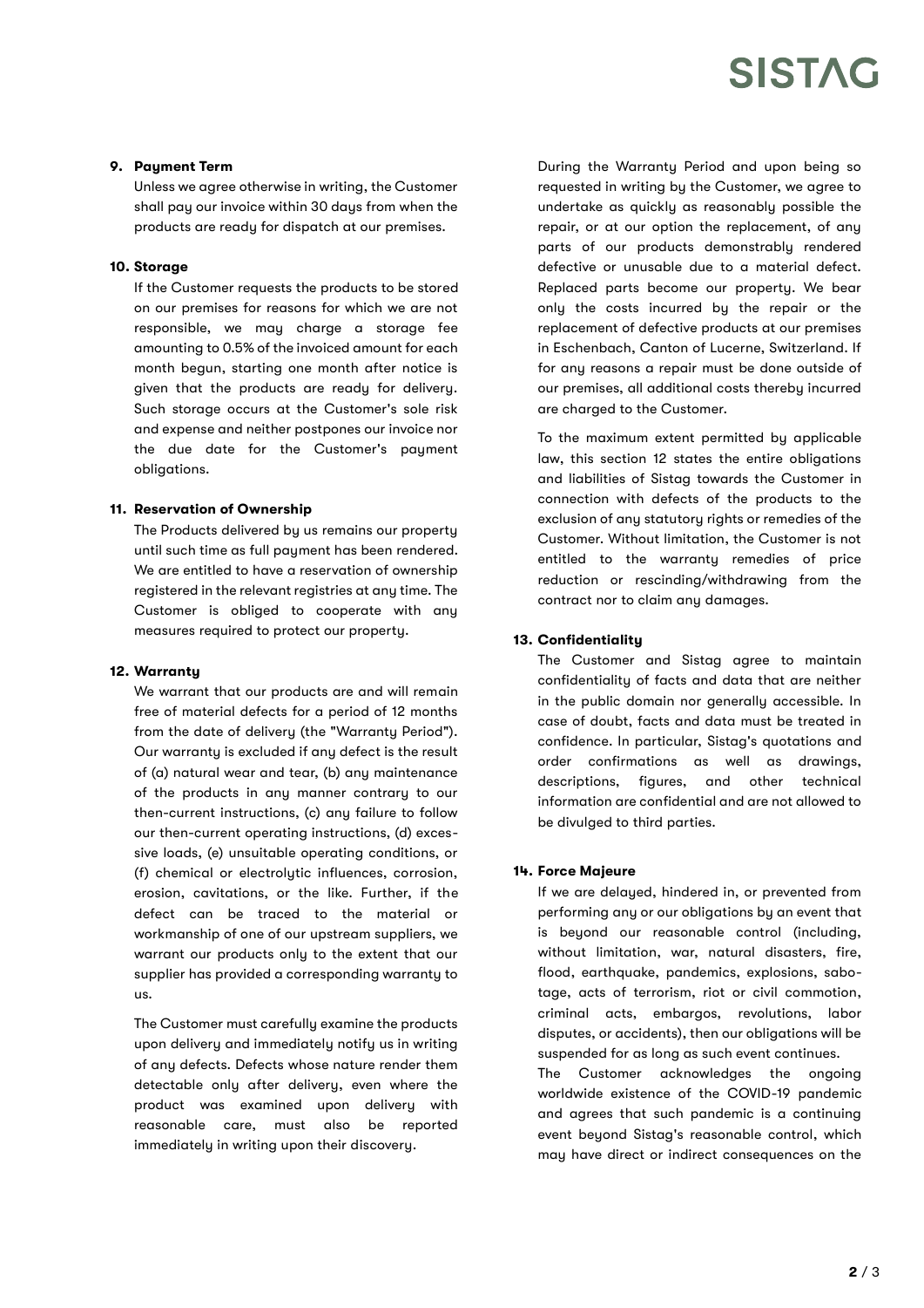**9. Payment Term**

Unless we agree otherwise in writing, the Customer shall pay our invoice within 30 days from when the products are ready for dispatch at our premises.

**10. Storage**

If the Customer requests the products to be stored on our premises for reasons for which we are not responsible, we may charge a storage fee amounting to 0.5% of the invoiced amount for each month begun, starting one month after notice is given that the products are ready for delivery. Such storage occurs at the Customer's sole risk and expense and neither postpones our invoice nor the due date for the Customer's payment obligations.

**11. Reservation of Ownership**

The Products delivered by us remains our property until such time as full payment has been rendered. We are entitled to have a reservation of ownership registered in the relevant registries at any time. The Customer is obliged to cooperate with any measures required to protect our property.

**12. Warranty**

We warrant that our products are and will remain free of material defects for a period of 12 months from the date of delivery (the "Warranty Period"). Our warranty is excluded if any defect is the result of (a) natural wear and tear, (b) any maintenance of the products in any manner contrary to our then-current instructions, (c) any failure to follow our then-current operating instructions, (d) excessive loads, (e) unsuitable operating conditions, or (f) chemical or electrolytic influences, corrosion, erosion, cavitations, or the like. Further, if the defect can be traced to the material or workmanship of one of our upstream suppliers, we warrant our products only to the extent that our supplier has provided a corresponding warranty to us.

The Customer must carefully examine the products upon delivery and immediately notify us in writing of any defects. Defects whose nature render them detectable only after delivery, even where the product was examined upon delivery with reasonable care, must also be reported immediately in writing upon their discovery.

During the Warranty Period and upon being so requested in writing by the Customer, we agree to undertake as quickly as reasonably possible the repair, or at our option the replacement, of any parts of our products demonstrably rendered defective or unusable due to a material defect. Replaced parts become our property. We bear only the costs incurred by the repair or the replacement of defective products at our premises in Eschenbach, Canton of Lucerne, Switzerland. If for any reasons a repair must be done outside of our premises, all additional costs thereby incurred are charged to the Customer.

To the maximum extent permitted by applicable law, this section 12 states the entire obligations and liabilities of Sistag towards the Customer in connection with defects of the products to the exclusion of any statutory rights or remedies of the Customer. Without limitation, the Customer is not entitled to the warranty remedies of price reduction or rescinding/withdrawing from the contract nor to claim any damages.

**13. Confidentiality**

The Customer and Sistag agree to maintain confidentiality of facts and data that are neither in the public domain nor generally accessible. In case of doubt, facts and data must be treated in confidence. In particular, Sistag's quotations and order confirmations as well as drawings, descriptions, figures, and other technical information are confidential and are not allowed to be divulged to third parties.

**14. Force Majeure**

If we are delayed, hindered in, or prevented from performing any or our obligations by an event that is beyond our reasonable control (including, without limitation, war, natural disasters, fire, flood, earthquake, pandemics, explosions, sabotage, acts of terrorism, riot or civil commotion, criminal acts, embargos, revolutions, labor disputes, or accidents), then our obligations will be suspended for as long as such event continues.

The Customer acknowledges the ongoing worldwide existence of the COVID-19 pandemic and agrees that such pandemic is a continuing event beyond Sistag's reasonable control, which may have direct or indirect consequences on the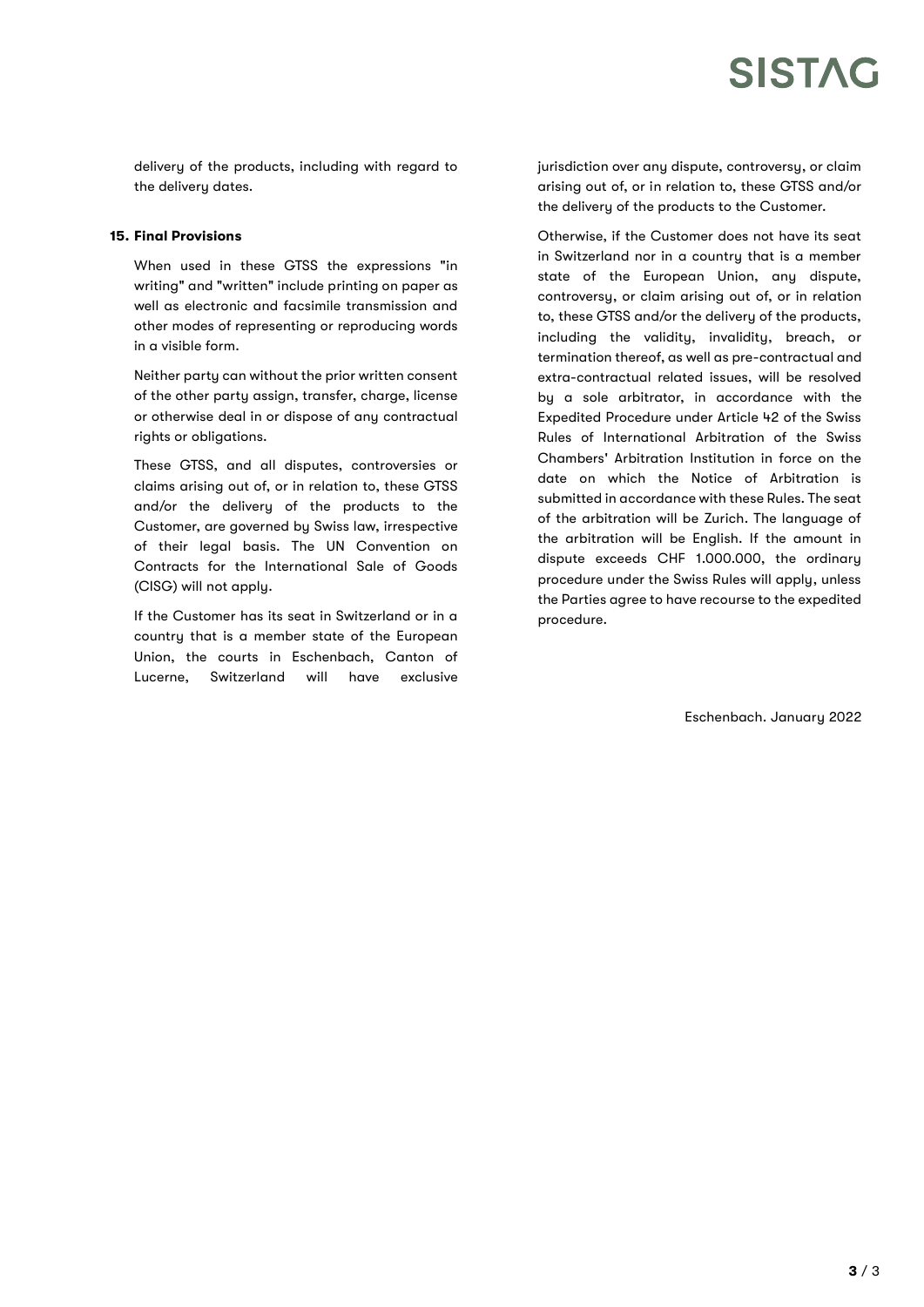delivery of the products, including with regard to the delivery dates.

**15. Final Provisions**

When used in these GTSS the expressions "in writing" and "written" include printing on paper as well as electronic and facsimile transmission and other modes of representing or reproducing words in a visible form.

Neither party can without the prior written consent of the other party assign, transfer, charge, license or otherwise deal in or dispose of any contractual rights or obligations.

These GTSS, and all disputes, controversies or claims arising out of, or in relation to, these GTSS and/or the delivery of the products to the Customer, are governed by Swiss law, irrespective of their legal basis. The UN Convention on Contracts for the International Sale of Goods (CISG) will not apply.

If the Customer has its seat in Switzerland or in a country that is a member state of the European Union, the courts in Eschenbach, Canton of Lucerne, Switzerland will have exclusive jurisdiction over any dispute, controversy, or claim arising out of, or in relation to, these GTSS and/or the delivery of the products to the Customer.

Otherwise, if the Customer does not have its seat in Switzerland nor in a country that is a member state of the European Union, any dispute, controversy, or claim arising out of, or in relation to, these GTSS and/or the delivery of the products, including the validity, invalidity, breach, or termination thereof, as well as pre-contractual and extra-contractual related issues, will be resolved by a sole arbitrator, in accordance with the Expedited Procedure under Article 42 of the Swiss Rules of International Arbitration of the Swiss Chambers' Arbitration Institution in force on the date on which the Notice of Arbitration is submitted in accordance with these Rules. The seat of the arbitration will be Zurich. The language of the arbitration will be English. If the amount in dispute exceeds CHF 1.000.000, the ordinary procedure under the Swiss Rules will apply, unless the Parties agree to have recourse to the expedited procedure.

Eschenbach. January 2022